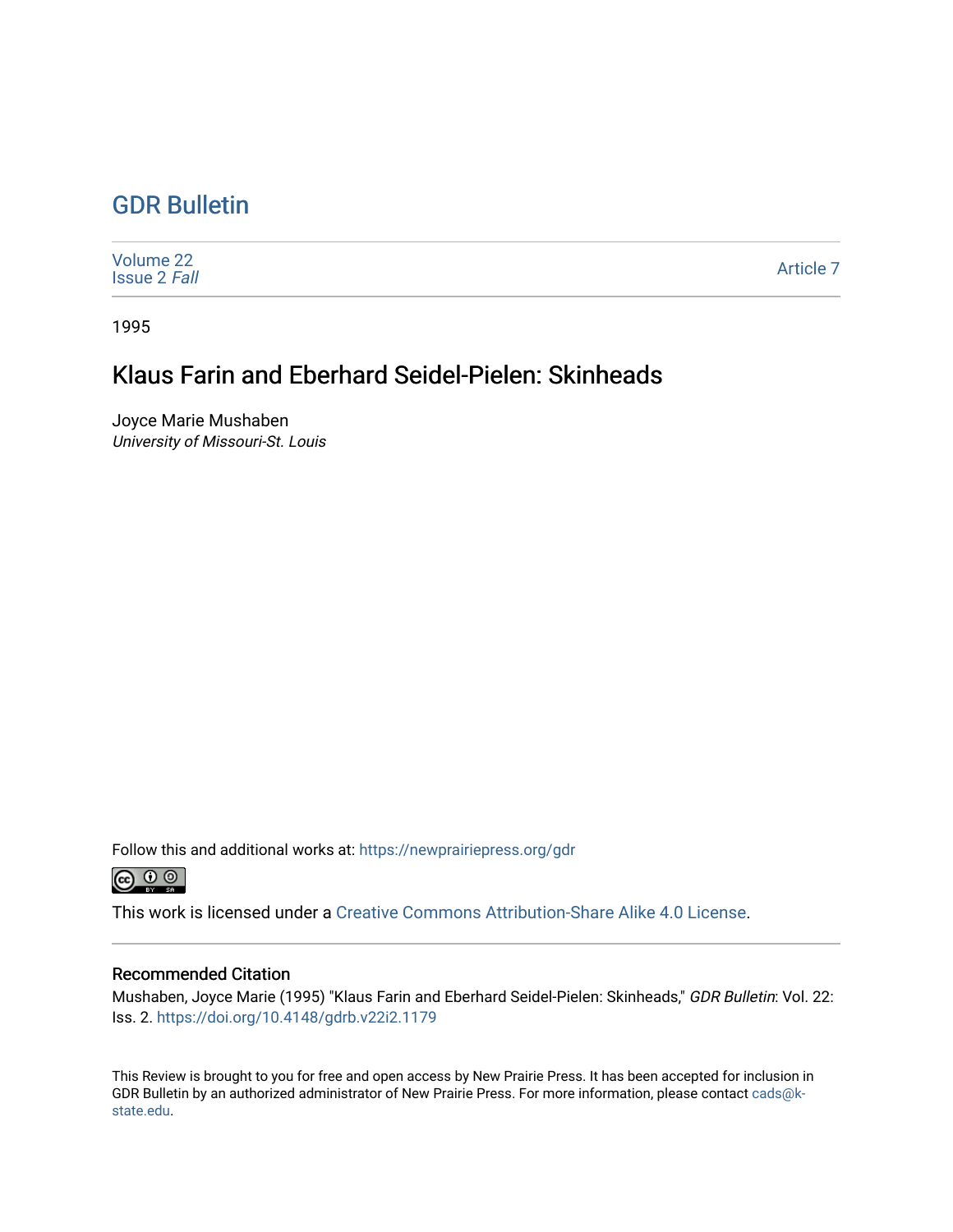# GDR Bulletin

Volume 22
Issue 2 *Fall*

Article 7

1995

## Klaus Farin and Eberhard Seidel-Pielen: Skinheads

Joyce Marie Mushaben
*University of Missouri-St. Louis*

Follow this and additional works at: https://newprairiepress.org/gdr

This work is licensed under a Creative Commons Attribution-Share Alike 4.0 License.

### Recommended Citation

Mushaben, Joyce Marie (1995) "Klaus Farin and Eberhard Seidel-Pielen: Skinheads," *GDR Bulletin*: Vol. 22: Iss. 2. https://doi.org/10.4148/gdrb.v22i2.1179

This Review is brought to you for free and open access by New Prairie Press. It has been accepted for inclusion in GDR Bulletin by an authorized administrator of New Prairie Press. For more information, please contact cads@k-state.edu.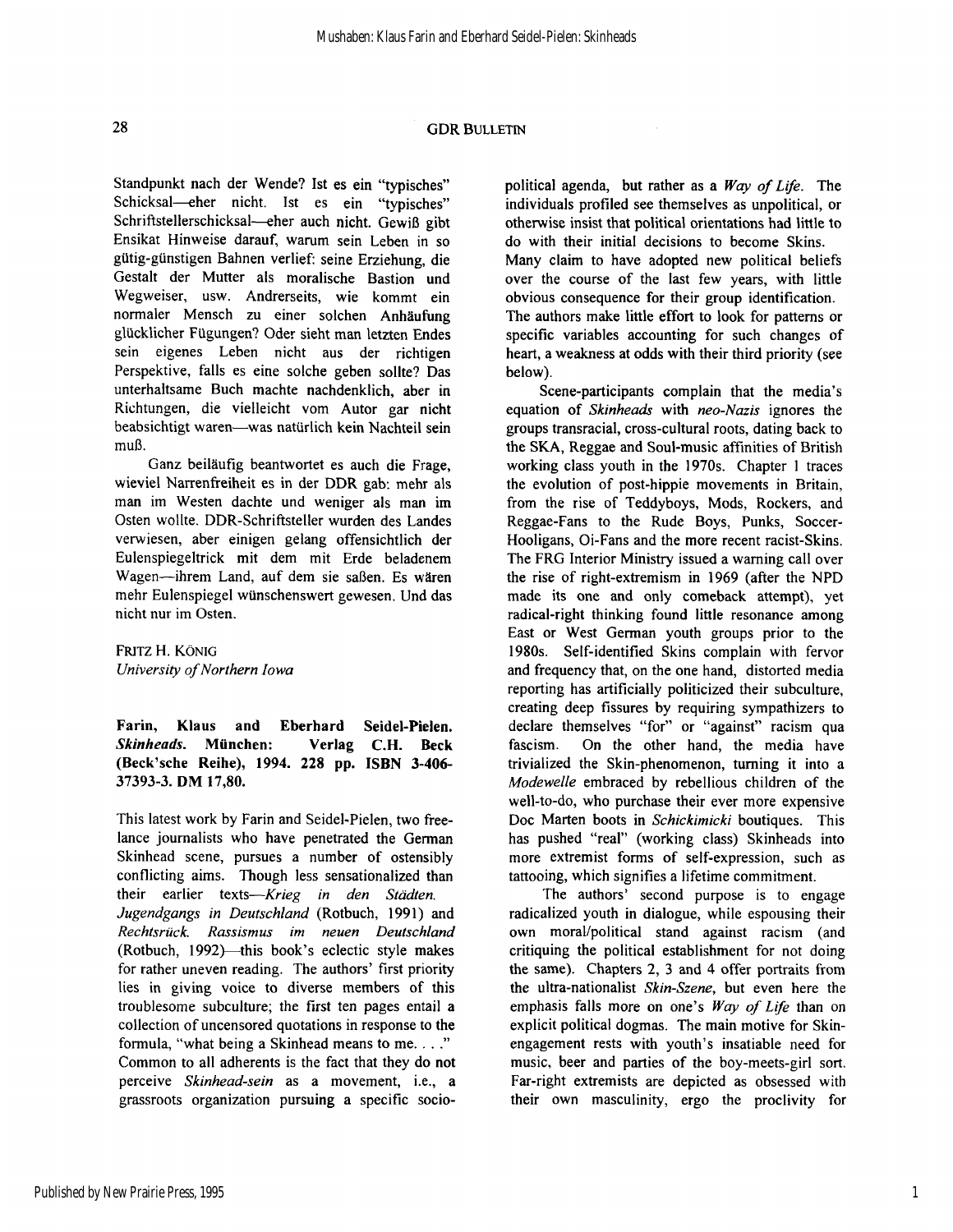Standpunkt nach der Wende? Ist es ein "typisches" Schicksal—eher nicht. Ist es ein "typisches" Schriftstellerschicksal—eher auch nicht. Gewiß gibt Ensikat Hinweise darauf, warum sein Leben in so gütig-günstigen Bahnen verlief: seine Erziehung, die Gestalt der Mutter als moralische Bastion und Wegweiser, usw. Andrerseits, wie kommt ein normaler Mensch zu einer solchen Anhäufung glücklicher Fügungen? Oder sieht man letzten Endes sein eigenes Leben nicht aus der richtigen Perspektive, falls es eine solche geben sollte? Das unterhaltsame Buch machte nachdenklich, aber in Richtungen, die vielleicht vom Autor gar nicht beabsichtigt waren—was natürlich kein Nachteil sein muß.

Ganz beiläufig beantwortet es auch die Frage, wieviel Narrenfreiheit es in der DDR gab: mehr als man im Westen dachte und weniger als man im Osten wollte. DDR-Schriftsteller wurden des Landes verwiesen, aber einigen gelang offensichtlich der Eulenspiegeltrick mit dem mit Erde beladenem Wagen—ihrem Land, auf dem sie saßen. Es wären mehr Eulenspiegel wünschenswert gewesen. Und das nicht nur im Osten.

FRITZ H. KÖNIG
*University of Northern Iowa*

**Farin, Klaus and Eberhard Seidel-Pielen. *Skinheads*. München: Verlag C.H. Beck (Beck'sche Reihe), 1994. 228 pp. ISBN 3-406-37393-3. DM 17,80.**

This latest work by Farin and Seidel-Pielen, two free-lance journalists who have penetrated the German Skinhead scene, pursues a number of ostensibly conflicting aims. Though less sensationalized than their earlier texts—*Krieg in den Städten. Jugendgangs in Deutschland* (Rotbuch, 1991) and *Rechtsrück. Rassismus im neuen Deutschland* (Rotbuch, 1992)—this book's eclectic style makes for rather uneven reading. The authors' first priority lies in giving voice to diverse members of this troublesome subculture; the first ten pages entail a collection of uncensored quotations in response to the formula, "what being a Skinhead means to me. . . ." Common to all adherents is the fact that they do not perceive *Skinhead-sein* as a movement, i.e., a grassroots organization pursuing a specific socio-political agenda, but rather as a *Way of Life*. The individuals profiled see themselves as unpolitical, or otherwise insist that political orientations had little to do with their initial decisions to become Skins. Many claim to have adopted new political beliefs over the course of the last few years, with little obvious consequence for their group identification. The authors make little effort to look for patterns or specific variables accounting for such changes of heart, a weakness at odds with their third priority (see below).

Scene-participants complain that the media's equation of *Skinheads* with *neo-Nazis* ignores the groups transracial, cross-cultural roots, dating back to the SKA, Reggae and Soul-music affinities of British working class youth in the 1970s. Chapter 1 traces the evolution of post-hippie movements in Britain, from the rise of Teddyboys, Mods, Rockers, and Reggae-Fans to the Rude Boys, Punks, Soccer-Hooligans, Oi-Fans and the more recent racist-Skins. The FRG Interior Ministry issued a warning call over the rise of right-extremism in 1969 (after the NPD made its one and only comeback attempt), yet radical-right thinking found little resonance among East or West German youth groups prior to the 1980s. Self-identified Skins complain with fervor and frequency that, on the one hand, distorted media reporting has artificially politicized their subculture, creating deep fissures by requiring sympathizers to declare themselves "for" or "against" racism qua fascism. On the other hand, the media have trivialized the Skin-phenomenon, turning it into a *Modewelle* embraced by rebellious children of the well-to-do, who purchase their ever more expensive Doc Marten boots in *Schickimicki* boutiques. This has pushed "real" (working class) Skinheads into more extremist forms of self-expression, such as tattooing, which signifies a lifetime commitment.

The authors' second purpose is to engage radicalized youth in dialogue, while espousing their own moral/political stand against racism (and critiquing the political establishment for not doing the same). Chapters 2, 3 and 4 offer portraits from the ultra-nationalist *Skin-Szene*, but even here the emphasis falls more on one's *Way of Life* than on explicit political dogmas. The main motive for Skin-engagement rests with youth's insatiable need for music, beer and parties of the boy-meets-girl sort. Far-right extremists are depicted as obsessed with their own masculinity, ergo the proclivity for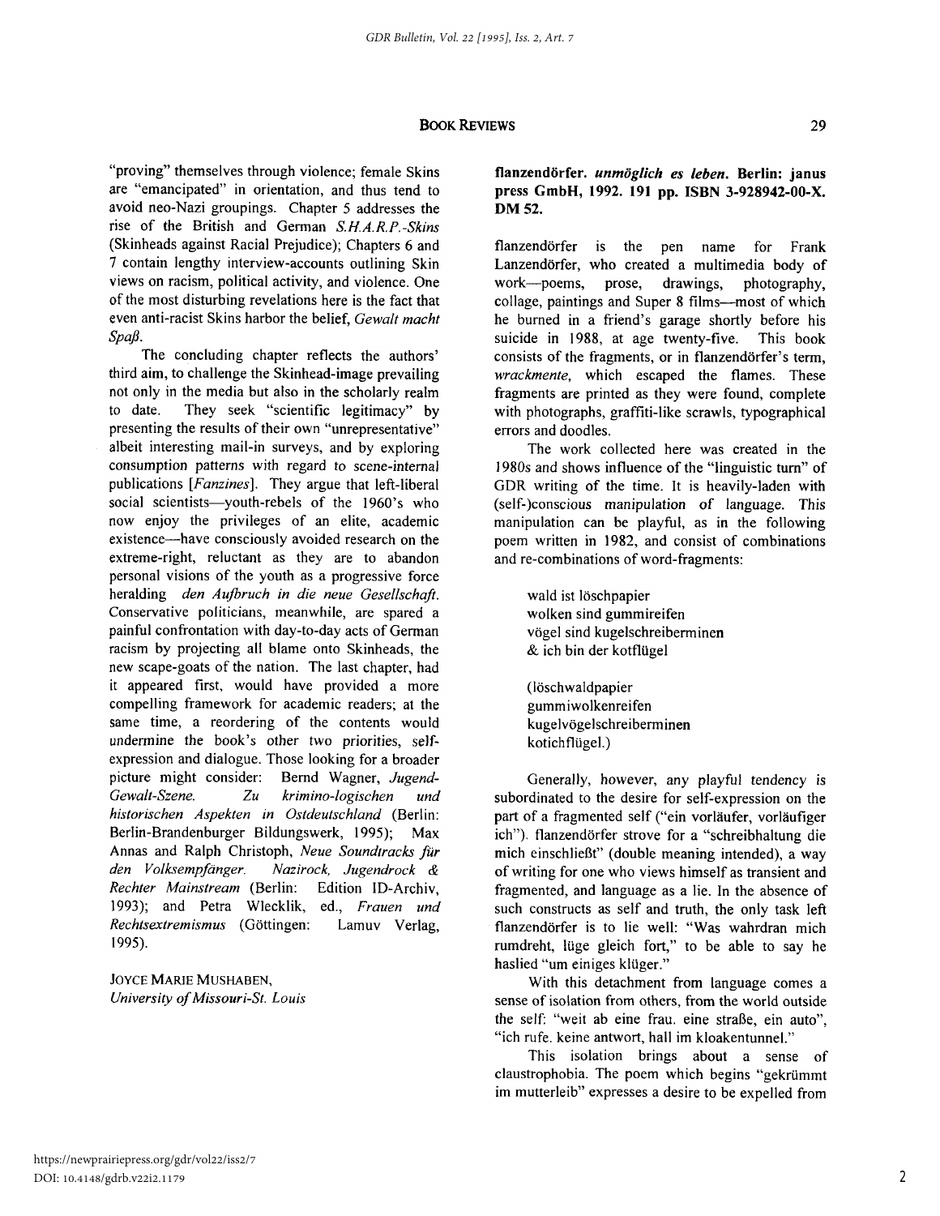"proving" themselves through violence; female Skins are "emancipated" in orientation, and thus tend to avoid neo-Nazi groupings. Chapter 5 addresses the rise of the British and German *S.H.A.R.P.-Skins* (Skinheads against Racial Prejudice); Chapters 6 and 7 contain lengthy interview-accounts outlining Skin views on racism, political activity, and violence. One of the most disturbing revelations here is the fact that even anti-racist Skins harbor the belief, *Gewalt macht Spaß*.

The concluding chapter reflects the authors' third aim, to challenge the Skinhead-image prevailing not only in the media but also in the scholarly realm to date. They seek "scientific legitimacy" by presenting the results of their own "unrepresentative" albeit interesting mail-in surveys, and by exploring consumption patterns with regard to scene-internal publications [*Fanzines*]. They argue that left-liberal social scientists—youth-rebels of the 1960's who now enjoy the privileges of an elite, academic existence—have consciously avoided research on the extreme-right, reluctant as they are to abandon personal visions of the youth as a progressive force heralding *den Aufbruch in die neue Gesellschaft*. Conservative politicians, meanwhile, are spared a painful confrontation with day-to-day acts of German racism by projecting all blame onto Skinheads, the new scape-goats of the nation. The last chapter, had it appeared first, would have provided a more compelling framework for academic readers; at the same time, a reordering of the contents would undermine the book's other two priorities, self-expression and dialogue. Those looking for a broader picture might consider: Bernd Wagner, *Jugend-Gewalt-Szene. Zu krimino-logischen und historischen Aspekten in Ostdeutschland* (Berlin: Berlin-Brandenburger Bildungswerk, 1995); Max Annas and Ralph Christoph, *Neue Soundtracks für den Volksempfänger. Nazirock, Jugendrock & Rechter Mainstream* (Berlin: Edition ID-Archiv, 1993); and Petra Wlecklik, ed., *Frauen und Rechtsextremismus* (Göttingen: Lamuv Verlag, 1995).

JOYCE MARIE MUSHABEN,
*University of Missouri-St. Louis*

**flanzendörfer. *unmöglich es leben*. Berlin: janus press GmbH, 1992. 191 pp. ISBN 3-928942-00-X. DM 52.**

flanzendörfer is the pen name for Frank Lanzendörfer, who created a multimedia body of work—poems, prose, drawings, photography, collage, paintings and Super 8 films—most of which he burned in a friend's garage shortly before his suicide in 1988, at age twenty-five. This book consists of the fragments, or in flanzendörfer's term, *wrackmente*, which escaped the flames. These fragments are printed as they were found, complete with photographs, graffiti-like scrawls, typographical errors and doodles.

The work collected here was created in the 1980s and shows influence of the "linguistic turn" of GDR writing of the time. It is heavily-laden with (self-)conscious manipulation of language. This manipulation can be playful, as in the following poem written in 1982, and consist of combinations and re-combinations of word-fragments:

> wald ist löschpapier
> wolken sind gummireifen
> vögel sind kugelschreiberminen
> & ich bin der kotflügel
>
> (löschwaldpapier
> gummiwolkenreifen
> kugelvögelschreiberminen
> kotichflügel.)

Generally, however, any playful tendency is subordinated to the desire for self-expression on the part of a fragmented self ("ein vorläufer, vorläufiger ich"). flanzendörfer strove for a "schreibhaltung die mich einschließt" (double meaning intended), a way of writing for one who views himself as transient and fragmented, and language as a lie. In the absence of such constructs as self and truth, the only task left flanzendörfer is to lie well: "Was wahrdran mich rumdreht, lüge gleich fort," to be able to say he haslied "um einiges klüger."

With this detachment from language comes a sense of isolation from others, from the world outside the self: "weit ab eine frau. eine straße, ein auto", "ich rufe. keine antwort, hall im kloakentunnel."

This isolation brings about a sense of claustrophobia. The poem which begins "gekrümmt im mutterleib" expresses a desire to be expelled from